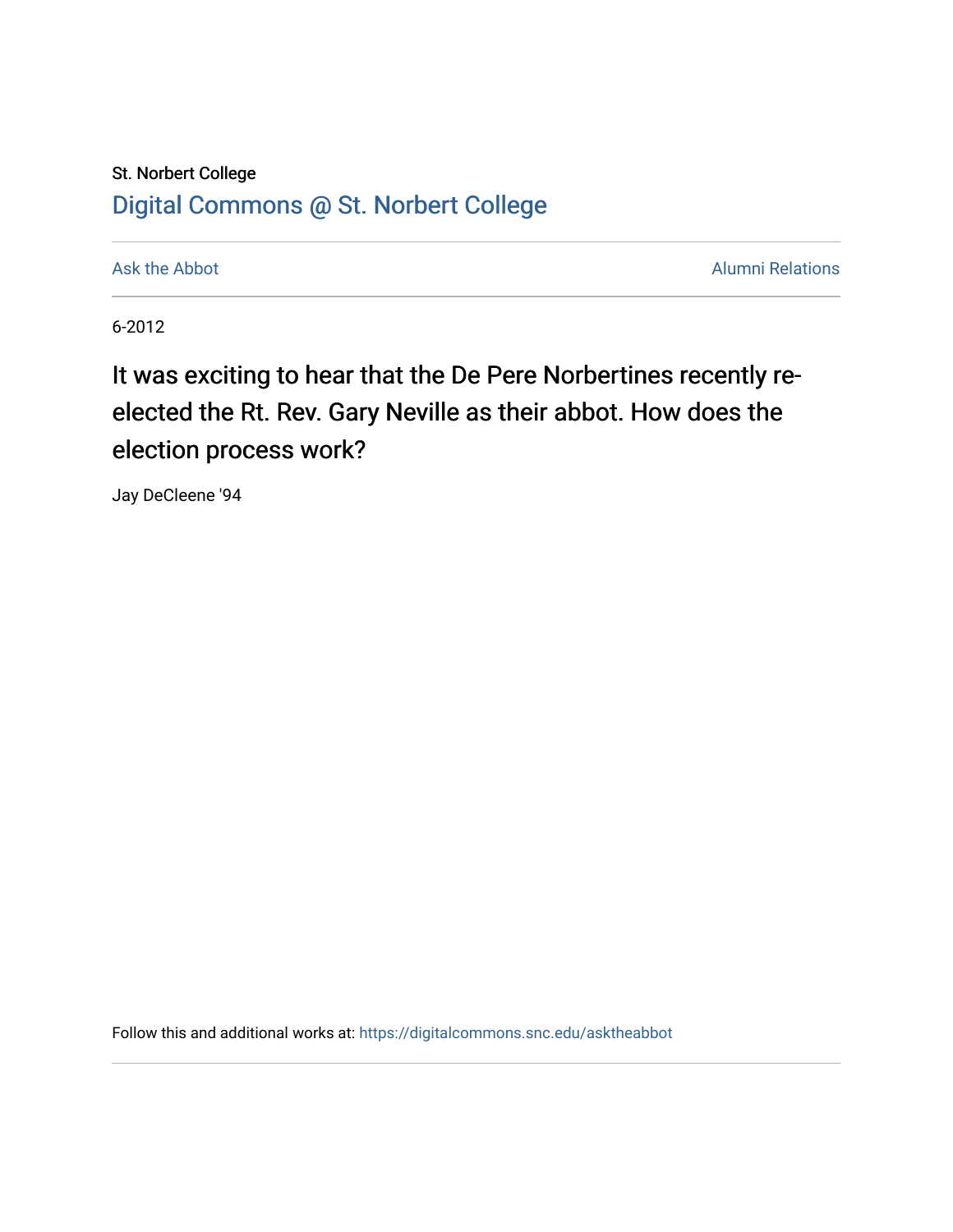St. Norbert College

Digital Commons @ St. Norbert College

Ask the Abbot

Alumni Relations

6-2012

# It was exciting to hear that the De Pere Norbertines recently re-elected the Rt. Rev. Gary Neville as their abbot. How does the election process work?

Jay DeCleene '94

Follow this and additional works at: https://digitalcommons.snc.edu/asktheabbot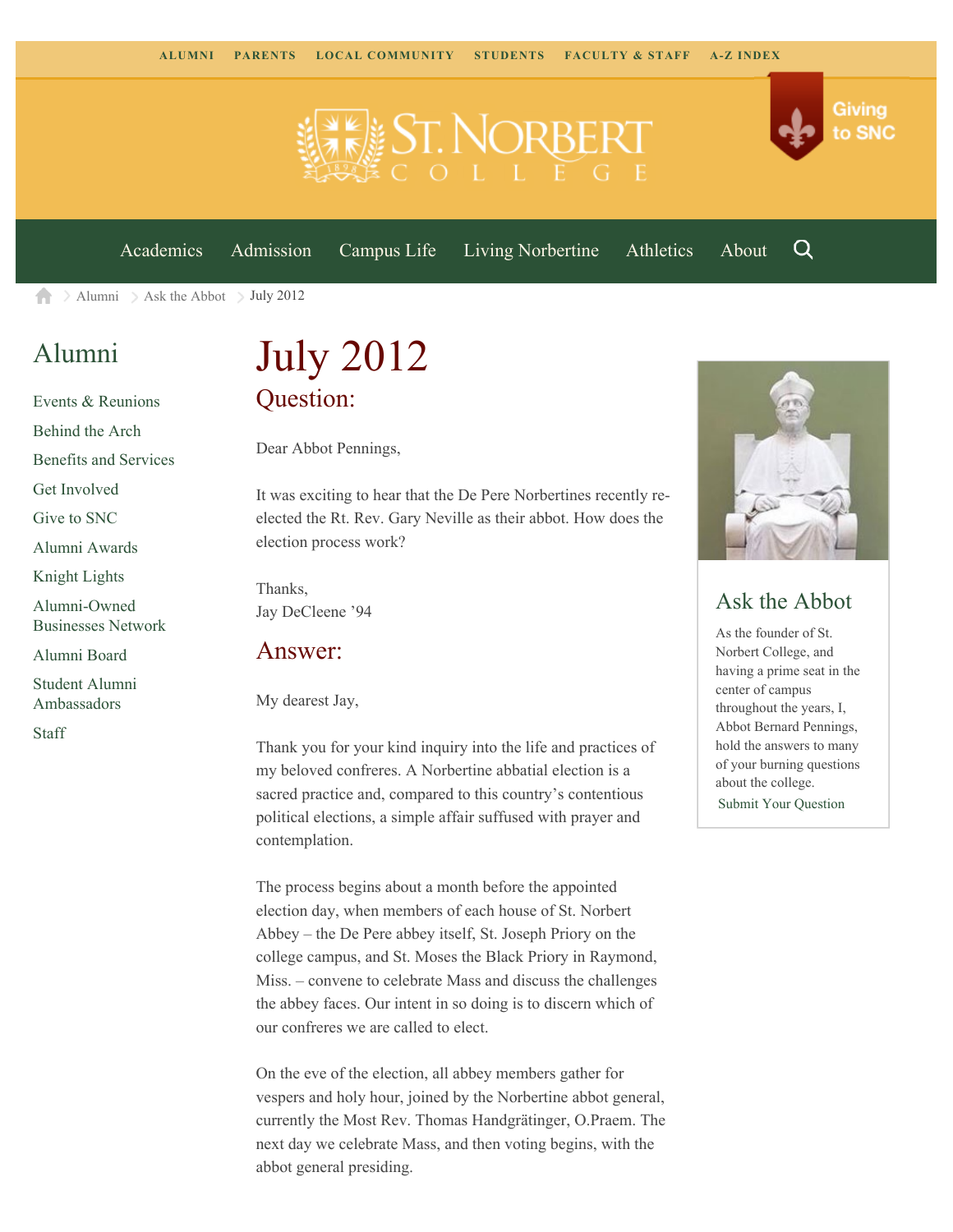ALUMNI PARENTS LOCAL COMMUNITY STUDENTS FACULTY & STAFF A-Z INDEX

Giving to SNC

Academics Admission Campus Life Living Norbertine Athletics About

Alumni > Ask the Abbot > July 2012

## Alumni

- Events & Reunions
- Behind the Arch
- Benefits and Services
- Get Involved
- Give to SNC
- Alumni Awards
- Knight Lights
- Alumni-Owned Businesses Network
- Alumni Board
- Student Alumni Ambassadors
- Staff

# July 2012

## Question:

Dear Abbot Pennings,

It was exciting to hear that the De Pere Norbertines recently re-elected the Rt. Rev. Gary Neville as their abbot. How does the election process work?

Thanks,
Jay DeCleene '94

## Answer:

My dearest Jay,

Thank you for your kind inquiry into the life and practices of my beloved confreres. A Norbertine abbatial election is a sacred practice and, compared to this country's contentious political elections, a simple affair suffused with prayer and contemplation.

The process begins about a month before the appointed election day, when members of each house of St. Norbert Abbey – the De Pere abbey itself, St. Joseph Priory on the college campus, and St. Moses the Black Priory in Raymond, Miss. – convene to celebrate Mass and discuss the challenges the abbey faces. Our intent in so doing is to discern which of our confreres we are called to elect.

On the eve of the election, all abbey members gather for vespers and holy hour, joined by the Norbertine abbot general, currently the Most Rev. Thomas Handgrätinger, O.Praem. The next day we celebrate Mass, and then voting begins, with the abbot general presiding.

## Ask the Abbot

As the founder of St. Norbert College, and having a prime seat in the center of campus throughout the years, I, Abbot Bernard Pennings, hold the answers to many of your burning questions about the college.

Submit Your Question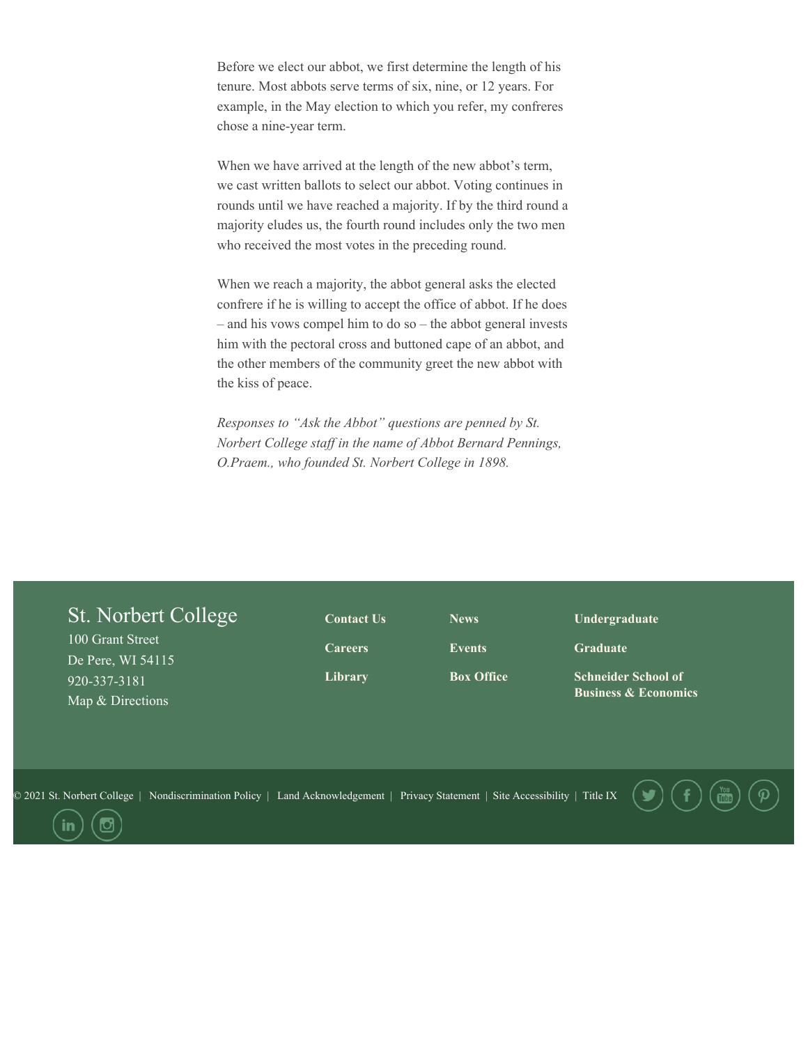Before we elect our abbot, we first determine the length of his tenure. Most abbots serve terms of six, nine, or 12 years. For example, in the May election to which you refer, my confreres chose a nine-year term.

When we have arrived at the length of the new abbot's term, we cast written ballots to select our abbot. Voting continues in rounds until we have reached a majority. If by the third round a majority eludes us, the fourth round includes only the two men who received the most votes in the preceding round.

When we reach a majority, the abbot general asks the elected confrere if he is willing to accept the office of abbot. If he does – and his vows compel him to do so – the abbot general invests him with the pectoral cross and buttoned cape of an abbot, and the other members of the community greet the new abbot with the kiss of peace.

*Responses to "Ask the Abbot" questions are penned by St. Norbert College staff in the name of Abbot Bernard Pennings, O.Praem., who founded St. Norbert College in 1898.*

St. Norbert College
100 Grant Street
De Pere, WI 54115
920-337-3181
Map & Directions

**Contact Us**
**Careers**
**Library**
**News**
**Events**
**Box Office**
**Undergraduate**
**Graduate**
**Schneider School of Business & Economics**

© 2021 St. Norbert College | Nondiscrimination Policy | Land Acknowledgement | Privacy Statement | Site Accessibility | Title IX